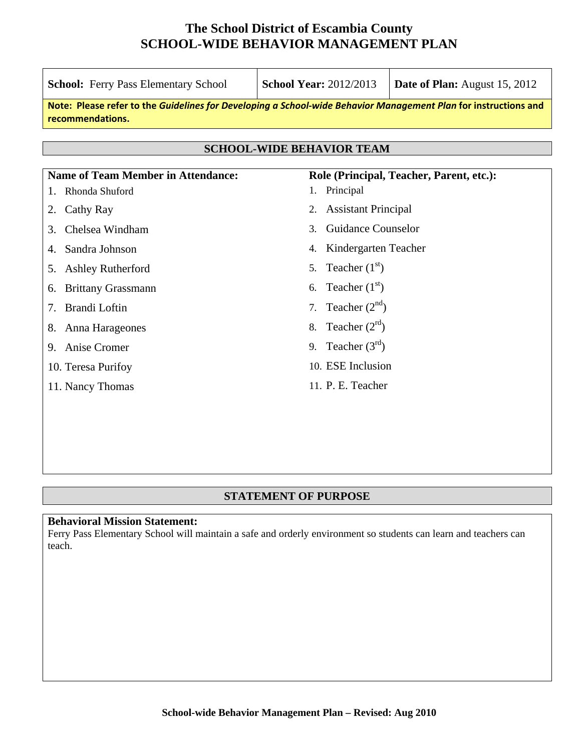# The School District of Escambia County
# SCHOOL-WIDE BEHAVIOR MANAGEMENT PLAN

| **School:** Ferry Pass Elementary School | **School Year:** 2012/2013 | **Date of Plan:** August 15, 2012 |
|---|---|---|

**Note: Please refer to the *Guidelines for Developing a School-wide Behavior Management Plan* for instructions and recommendations.**

## SCHOOL-WIDE BEHAVIOR TEAM

| Name of Team Member in Attendance: | Role (Principal, Teacher, Parent, etc.): |
|---|---|
| 1. Rhonda Shuford | 1. Principal |
| 2. Cathy Ray | 2. Assistant Principal |
| 3. Chelsea Windham | 3. Guidance Counselor |
| 4. Sandra Johnson | 4. Kindergarten Teacher |
| 5. Ashley Rutherford | 5. Teacher (1st) |
| 6. Brittany Grassmann | 6. Teacher (1st) |
| 7. Brandi Loftin | 7. Teacher (2nd) |
| 8. Anna Harageones | 8. Teacher (2rd) |
| 9. Anise Cromer | 9. Teacher (3rd) |
| 10. Teresa Purifoy | 10. ESE Inclusion |
| 11. Nancy Thomas | 11. P. E. Teacher |

## STATEMENT OF PURPOSE

**Behavioral Mission Statement:**
Ferry Pass Elementary School will maintain a safe and orderly environment so students can learn and teachers can teach.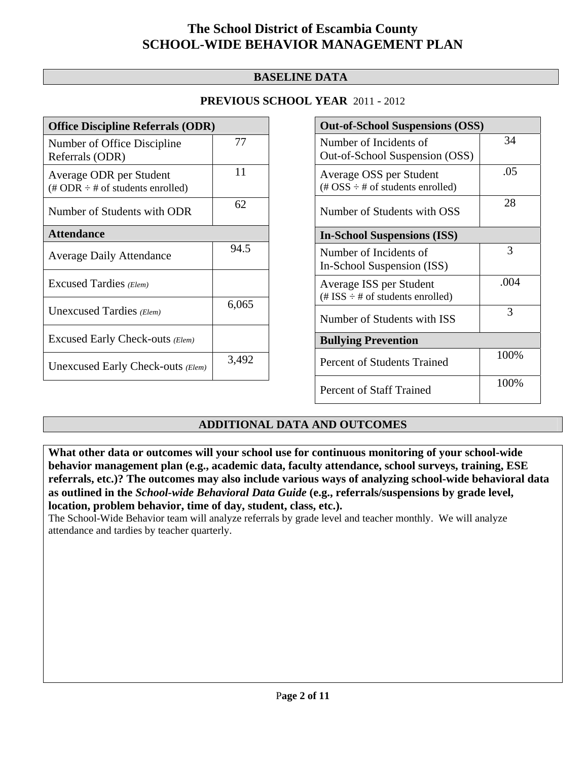# The School District of Escambia County
# SCHOOL-WIDE BEHAVIOR MANAGEMENT PLAN

## BASELINE DATA

**PREVIOUS SCHOOL YEAR** 2011 - 2012

| **Office Discipline Referrals (ODR)** | |
|---|---|
| Number of Office Discipline Referrals (ODR) | 77 |
| Average ODR per Student (# ODR ÷ # of students enrolled) | 11 |
| Number of Students with ODR | 62 |
| **Attendance** | |
| Average Daily Attendance | 94.5 |
| Excused Tardies *(Elem)* | |
| Unexcused Tardies *(Elem)* | 6,065 |
| Excused Early Check-outs *(Elem)* | |
| Unexcused Early Check-outs *(Elem)* | 3,492 |

| **Out-of-School Suspensions (OSS)** | |
|---|---|
| Number of Incidents of Out-of-School Suspension (OSS) | 34 |
| Average OSS per Student (# OSS ÷ # of students enrolled) | .05 |
| Number of Students with OSS | 28 |
| **In-School Suspensions (ISS)** | |
| Number of Incidents of In-School Suspension (ISS) | 3 |
| Average ISS per Student (# ISS ÷ # of students enrolled) | .004 |
| Number of Students with ISS | 3 |
| **Bullying Prevention** | |
| Percent of Students Trained | 100% |
| Percent of Staff Trained | 100% |

## ADDITIONAL DATA AND OUTCOMES

**What other data or outcomes will your school use for continuous monitoring of your school-wide behavior management plan (e.g., academic data, faculty attendance, school surveys, training, ESE referrals, etc.)? The outcomes may also include various ways of analyzing school-wide behavioral data as outlined in the *School-wide Behavioral Data Guide* (e.g., referrals/suspensions by grade level, location, problem behavior, time of day, student, class, etc.).**

The School-Wide Behavior team will analyze referrals by grade level and teacher monthly. We will analyze attendance and tardies by teacher quarterly.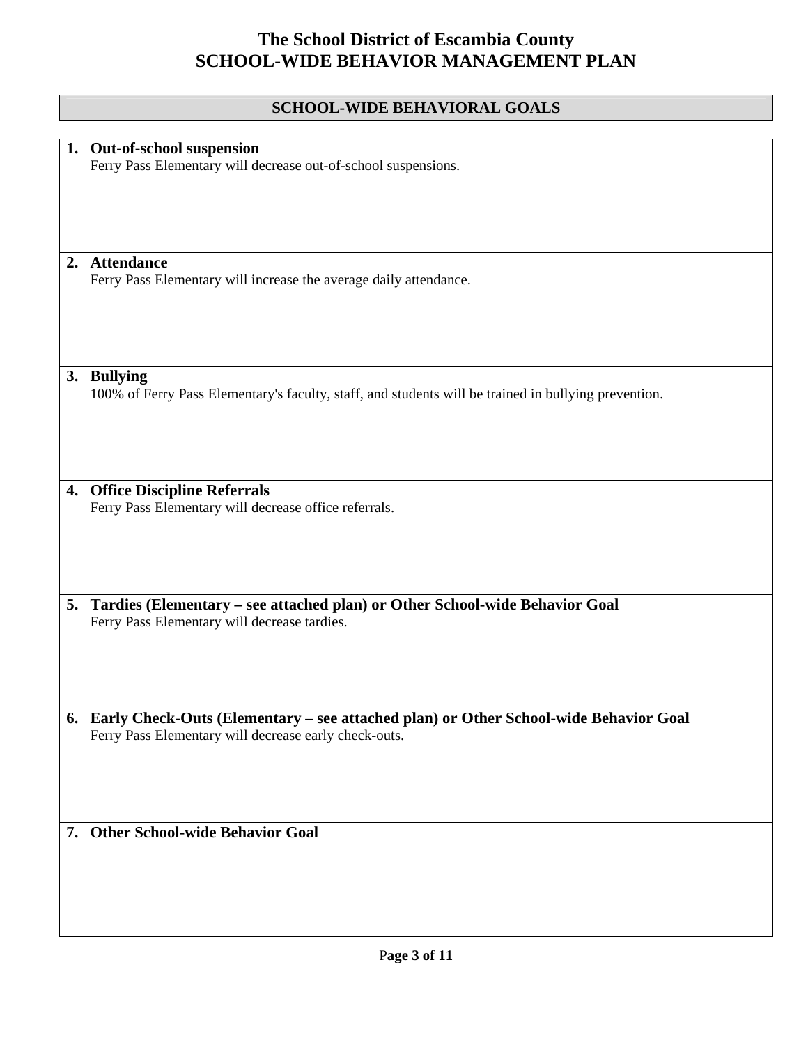# The School District of Escambia County
# SCHOOL-WIDE BEHAVIOR MANAGEMENT PLAN

## SCHOOL-WIDE BEHAVIORAL GOALS

1. **Out-of-school suspension**
   Ferry Pass Elementary will decrease out-of-school suspensions.

2. **Attendance**
   Ferry Pass Elementary will increase the average daily attendance.

3. **Bullying**
   100% of Ferry Pass Elementary's faculty, staff, and students will be trained in bullying prevention.

4. **Office Discipline Referrals**
   Ferry Pass Elementary will decrease office referrals.

5. **Tardies (Elementary – see attached plan) or Other School-wide Behavior Goal**
   Ferry Pass Elementary will decrease tardies.

6. **Early Check-Outs (Elementary – see attached plan) or Other School-wide Behavior Goal**
   Ferry Pass Elementary will decrease early check-outs.

7. **Other School-wide Behavior Goal**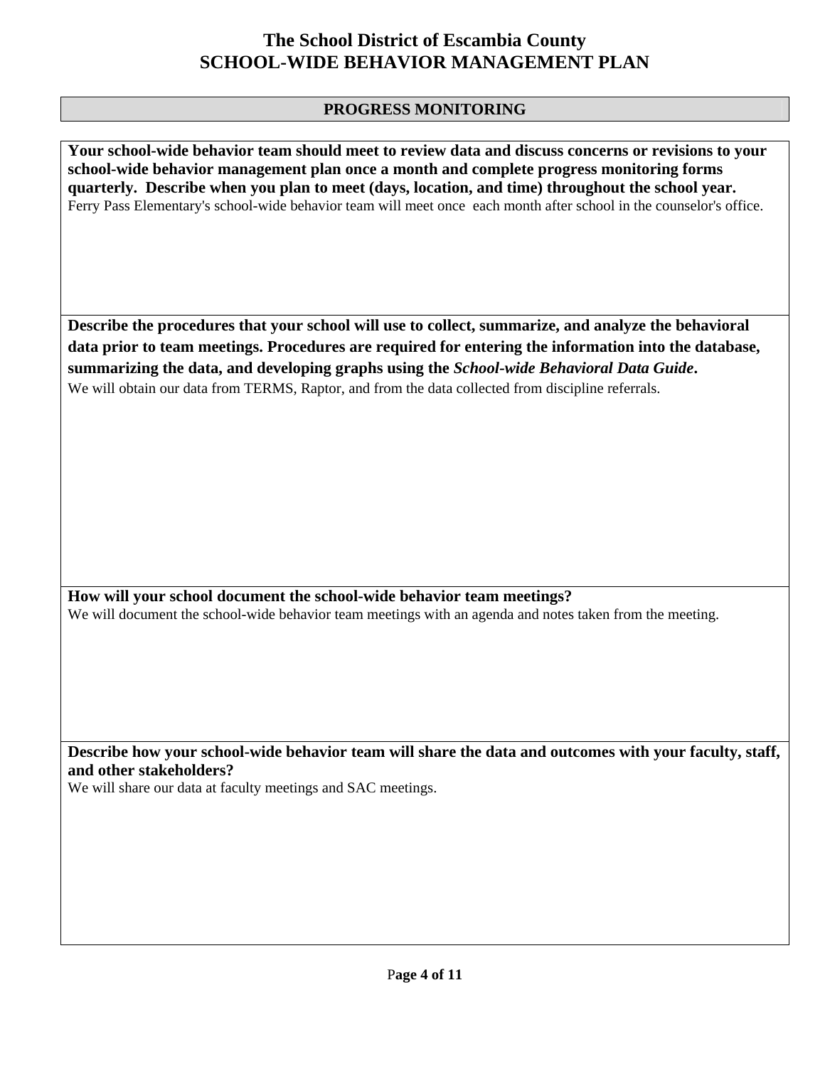# The School District of Escambia County
# SCHOOL-WIDE BEHAVIOR MANAGEMENT PLAN

## PROGRESS MONITORING

**Your school-wide behavior team should meet to review data and discuss concerns or revisions to your school-wide behavior management plan once a month and complete progress monitoring forms quarterly. Describe when you plan to meet (days, location, and time) throughout the school year.**

Ferry Pass Elementary's school-wide behavior team will meet once each month after school in the counselor's office.

**Describe the procedures that your school will use to collect, summarize, and analyze the behavioral data prior to team meetings. Procedures are required for entering the information into the database, summarizing the data, and developing graphs using the *School-wide Behavioral Data Guide*.**

We will obtain our data from TERMS, Raptor, and from the data collected from discipline referrals.

**How will your school document the school-wide behavior team meetings?**

We will document the school-wide behavior team meetings with an agenda and notes taken from the meeting.

**Describe how your school-wide behavior team will share the data and outcomes with your faculty, staff, and other stakeholders?**

We will share our data at faculty meetings and SAC meetings.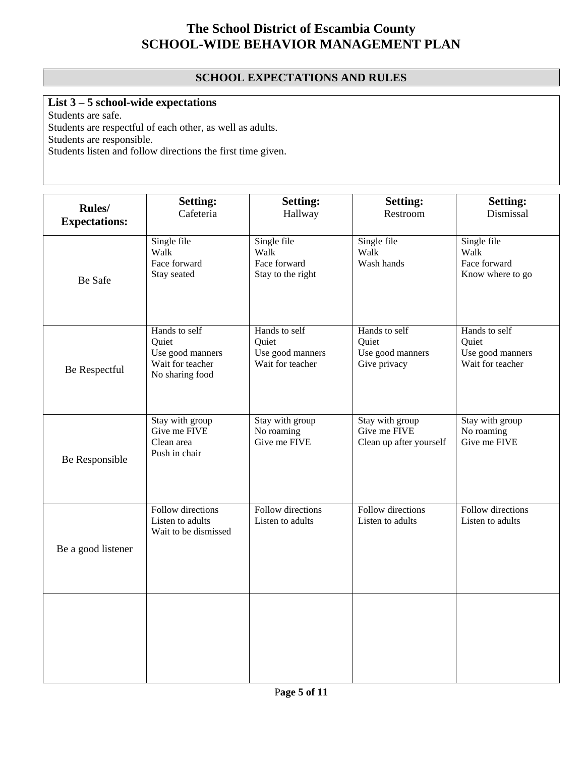# The School District of Escambia County
# SCHOOL-WIDE BEHAVIOR MANAGEMENT PLAN

## SCHOOL EXPECTATIONS AND RULES

**List 3 – 5 school-wide expectations**

Students are safe.
Students are respectful of each other, as well as adults.
Students are responsible.
Students listen and follow directions the first time given.

| **Rules/ Expectations:** | **Setting:** Cafeteria | **Setting:** Hallway | **Setting:** Restroom | **Setting:** Dismissal |
|---|---|---|---|---|
| Be Safe | Single file<br>Walk<br>Face forward<br>Stay seated | Single file<br>Walk<br>Face forward<br>Stay to the right | Single file<br>Walk<br>Wash hands | Single file<br>Walk<br>Face forward<br>Know where to go |
| Be Respectful | Hands to self<br>Quiet<br>Use good manners<br>Wait for teacher<br>No sharing food | Hands to self<br>Quiet<br>Use good manners<br>Wait for teacher | Hands to self<br>Quiet<br>Use good manners<br>Give privacy | Hands to self<br>Quiet<br>Use good manners<br>Wait for teacher |
| Be Responsible | Stay with group<br>Give me FIVE<br>Clean area<br>Push in chair | Stay with group<br>No roaming<br>Give me FIVE | Stay with group<br>Give me FIVE<br>Clean up after yourself | Stay with group<br>No roaming<br>Give me FIVE |
| Be a good listener | Follow directions<br>Listen to adults<br>Wait to be dismissed | Follow directions<br>Listen to adults | Follow directions<br>Listen to adults | Follow directions<br>Listen to adults |
| | | | | |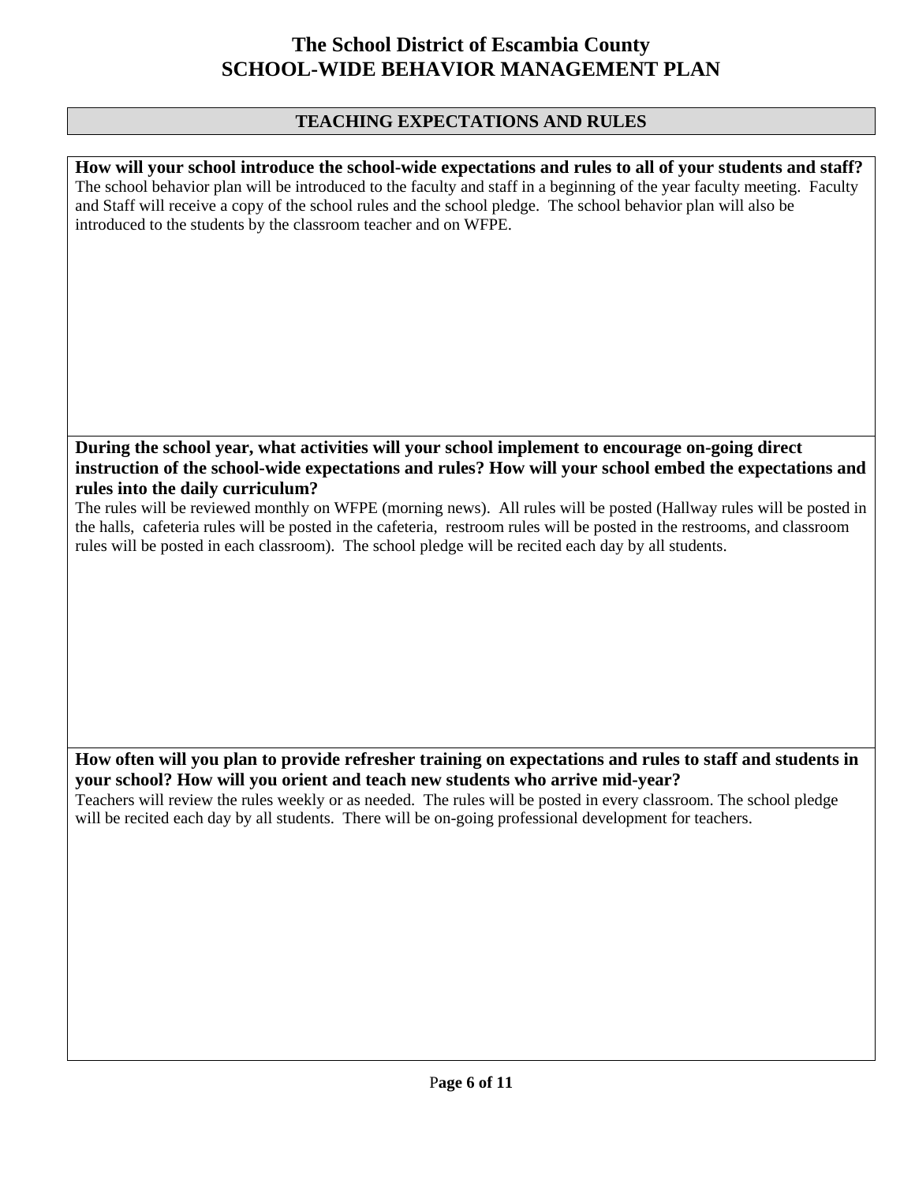# The School District of Escambia County
# SCHOOL-WIDE BEHAVIOR MANAGEMENT PLAN

## TEACHING EXPECTATIONS AND RULES

**How will your school introduce the school-wide expectations and rules to all of your students and staff?**

The school behavior plan will be introduced to the faculty and staff in a beginning of the year faculty meeting. Faculty and Staff will receive a copy of the school rules and the school pledge. The school behavior plan will also be introduced to the students by the classroom teacher and on WFPE.

**During the school year, what activities will your school implement to encourage on-going direct instruction of the school-wide expectations and rules? How will your school embed the expectations and rules into the daily curriculum?**

The rules will be reviewed monthly on WFPE (morning news). All rules will be posted (Hallway rules will be posted in the halls, cafeteria rules will be posted in the cafeteria, restroom rules will be posted in the restrooms, and classroom rules will be posted in each classroom). The school pledge will be recited each day by all students.

**How often will you plan to provide refresher training on expectations and rules to staff and students in your school? How will you orient and teach new students who arrive mid-year?**

Teachers will review the rules weekly or as needed. The rules will be posted in every classroom. The school pledge will be recited each day by all students. There will be on-going professional development for teachers.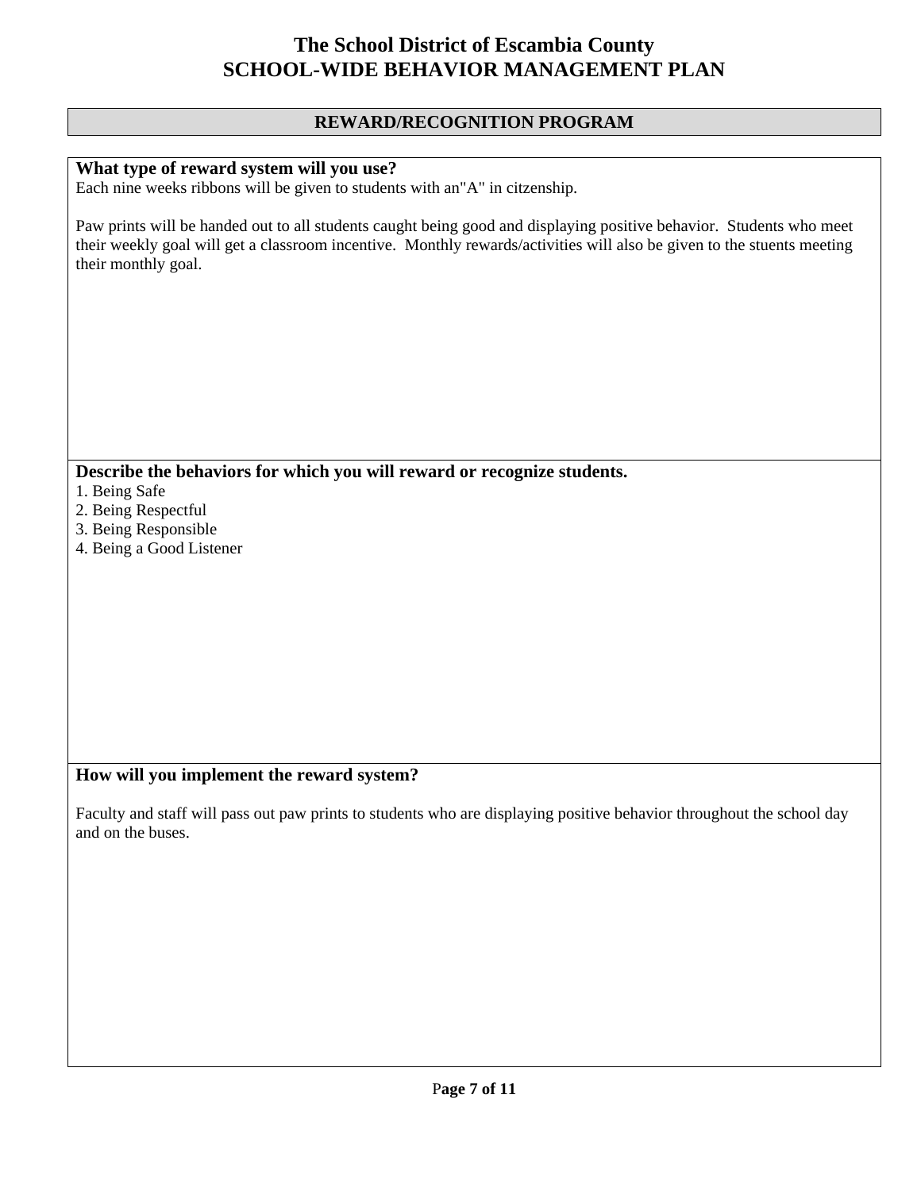# The School District of Escambia County
# SCHOOL-WIDE BEHAVIOR MANAGEMENT PLAN

## REWARD/RECOGNITION PROGRAM

**What type of reward system will you use?**

Each nine weeks ribbons will be given to students with an"A" in citzenship.

Paw prints will be handed out to all students caught being good and displaying positive behavior. Students who meet their weekly goal will get a classroom incentive. Monthly rewards/activities will also be given to the stuents meeting their monthly goal.

**Describe the behaviors for which you will reward or recognize students.**

1. Being Safe
2. Being Respectful
3. Being Responsible
4. Being a Good Listener

**How will you implement the reward system?**

Faculty and staff will pass out paw prints to students who are displaying positive behavior throughout the school day and on the buses.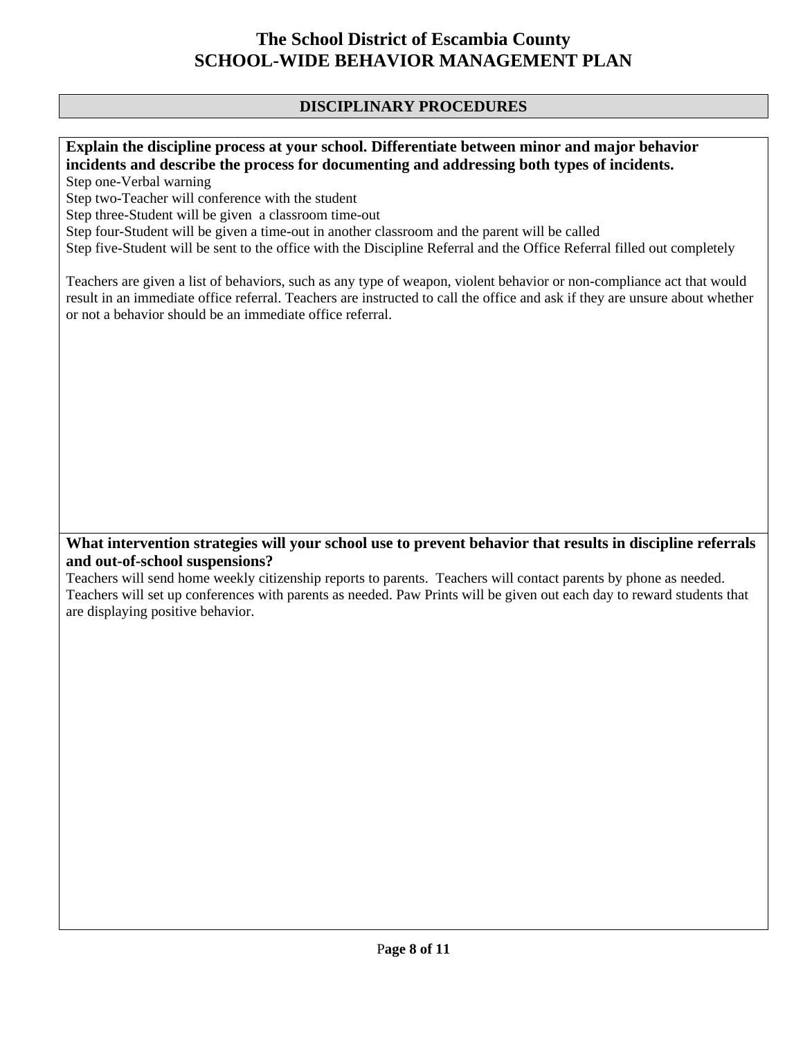# The School District of Escambia County
# SCHOOL-WIDE BEHAVIOR MANAGEMENT PLAN

## DISCIPLINARY PROCEDURES

**Explain the discipline process at your school. Differentiate between minor and major behavior incidents and describe the process for documenting and addressing both types of incidents.**

Step one-Verbal warning
Step two-Teacher will conference with the student
Step three-Student will be given a classroom time-out
Step four-Student will be given a time-out in another classroom and the parent will be called
Step five-Student will be sent to the office with the Discipline Referral and the Office Referral filled out completely

Teachers are given a list of behaviors, such as any type of weapon, violent behavior or non-compliance act that would result in an immediate office referral. Teachers are instructed to call the office and ask if they are unsure about whether or not a behavior should be an immediate office referral.

**What intervention strategies will your school use to prevent behavior that results in discipline referrals and out-of-school suspensions?**

Teachers will send home weekly citizenship reports to parents. Teachers will contact parents by phone as needed. Teachers will set up conferences with parents as needed. Paw Prints will be given out each day to reward students that are displaying positive behavior.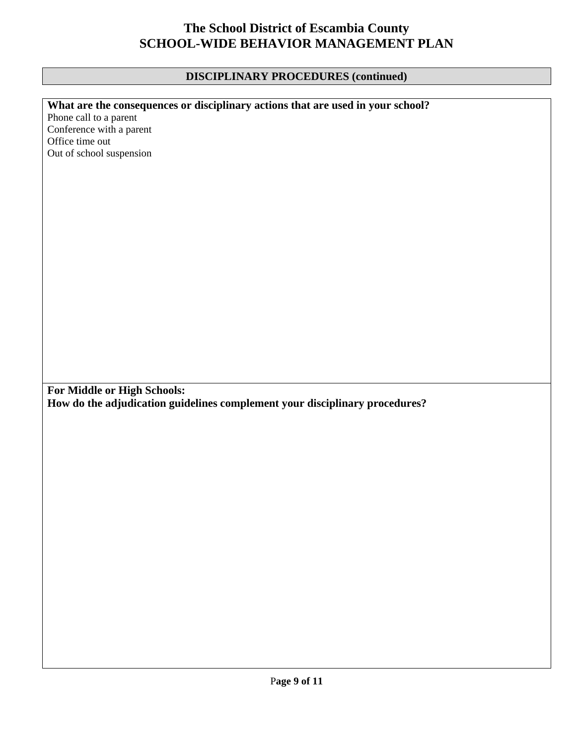# The School District of Escambia County
# SCHOOL-WIDE BEHAVIOR MANAGEMENT PLAN

## DISCIPLINARY PROCEDURES (continued)

**What are the consequences or disciplinary actions that are used in your school?**

Phone call to a parent
Conference with a parent
Office time out
Out of school suspension

**For Middle or High Schools:**
**How do the adjudication guidelines complement your disciplinary procedures?**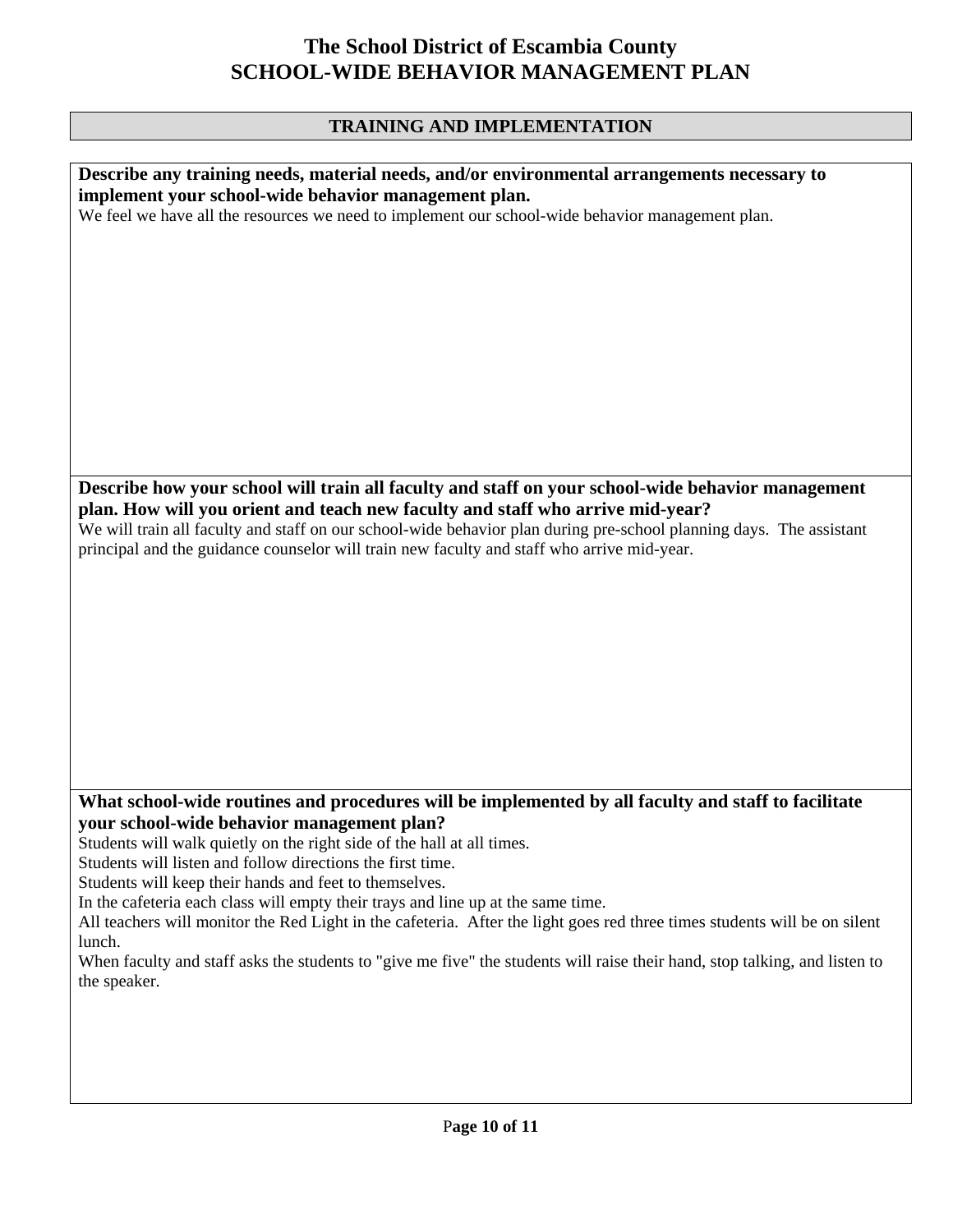# The School District of Escambia County
# SCHOOL-WIDE BEHAVIOR MANAGEMENT PLAN

## TRAINING AND IMPLEMENTATION

**Describe any training needs, material needs, and/or environmental arrangements necessary to implement your school-wide behavior management plan.**

We feel we have all the resources we need to implement our school-wide behavior management plan.

**Describe how your school will train all faculty and staff on your school-wide behavior management plan. How will you orient and teach new faculty and staff who arrive mid-year?**

We will train all faculty and staff on our school-wide behavior plan during pre-school planning days. The assistant principal and the guidance counselor will train new faculty and staff who arrive mid-year.

**What school-wide routines and procedures will be implemented by all faculty and staff to facilitate your school-wide behavior management plan?**

Students will walk quietly on the right side of the hall at all times.
Students will listen and follow directions the first time.
Students will keep their hands and feet to themselves.
In the cafeteria each class will empty their trays and line up at the same time.
All teachers will monitor the Red Light in the cafeteria. After the light goes red three times students will be on silent lunch.
When faculty and staff asks the students to "give me five" the students will raise their hand, stop talking, and listen to the speaker.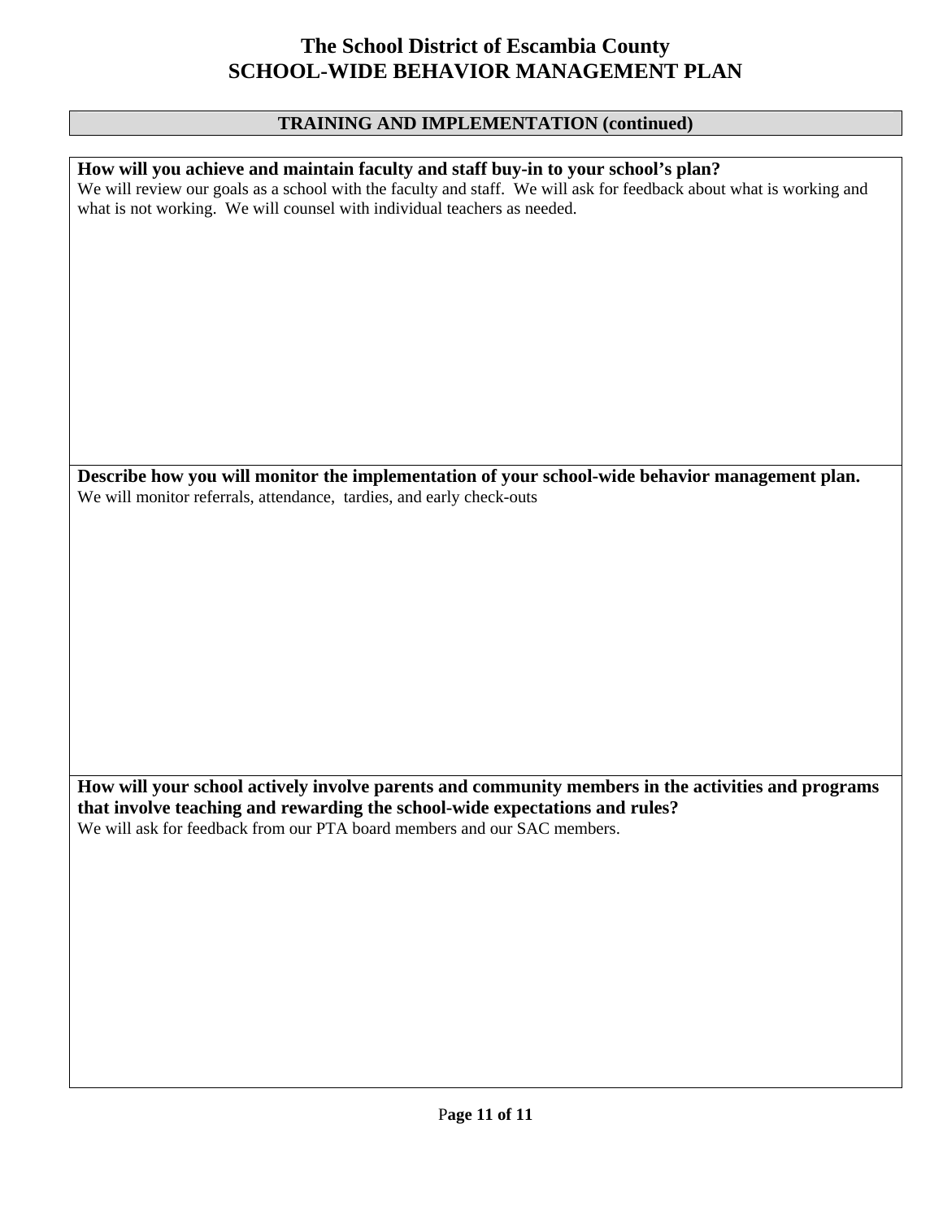# The School District of Escambia County
# SCHOOL-WIDE BEHAVIOR MANAGEMENT PLAN

## TRAINING AND IMPLEMENTATION (continued)

**How will you achieve and maintain faculty and staff buy-in to your school's plan?**

We will review our goals as a school with the faculty and staff. We will ask for feedback about what is working and what is not working. We will counsel with individual teachers as needed.

**Describe how you will monitor the implementation of your school-wide behavior management plan.**

We will monitor referrals, attendance, tardies, and early check-outs

**How will your school actively involve parents and community members in the activities and programs that involve teaching and rewarding the school-wide expectations and rules?**

We will ask for feedback from our PTA board members and our SAC members.